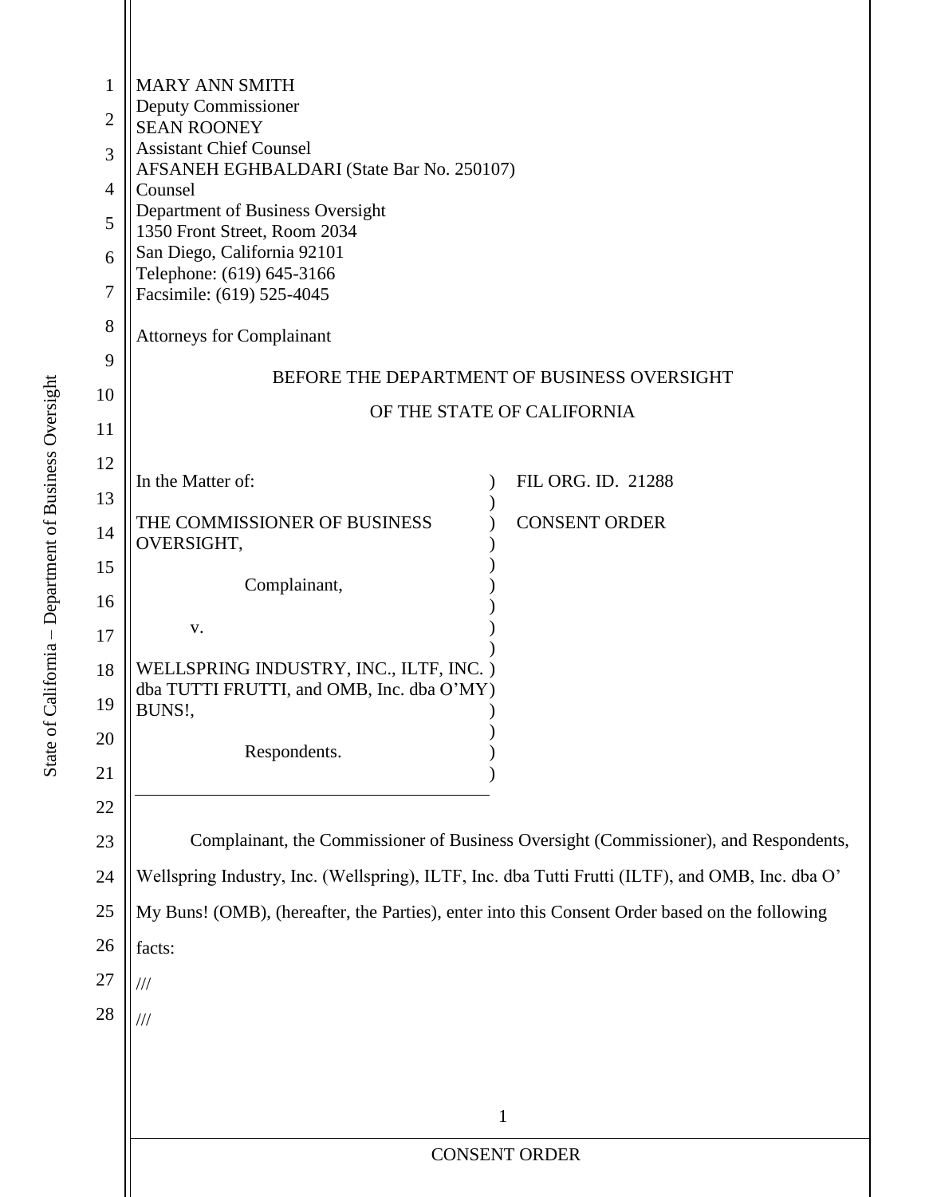MARY ANN SMITH
Deputy Commissioner
SEAN ROONEY
Assistant Chief Counsel
AFSANEH EGHBALDARI (State Bar No. 250107)
Counsel
Department of Business Oversight
1350 Front Street, Room 2034
San Diego, California 92101
Telephone: (619) 645-3166
Facsimile: (619) 525-4045

Attorneys for Complainant

BEFORE THE DEPARTMENT OF BUSINESS OVERSIGHT

OF THE STATE OF CALIFORNIA

| | |
|---|---|
| In the Matter of:<br><br>THE COMMISSIONER OF BUSINESS OVERSIGHT,<br><br>Complainant,<br><br>v.<br><br>WELLSPRING INDUSTRY, INC., ILTF, INC. dba TUTTI FRUTTI, and OMB, Inc. dba O'MY BUNS!,<br><br>Respondents. | FIL ORG. ID. 21288<br><br>CONSENT ORDER |

Complainant, the Commissioner of Business Oversight (Commissioner), and Respondents, Wellspring Industry, Inc. (Wellspring), ILTF, Inc. dba Tutti Frutti (ILTF), and OMB, Inc. dba O' My Buns! (OMB), (hereafter, the Parties), enter into this Consent Order based on the following facts:

///

///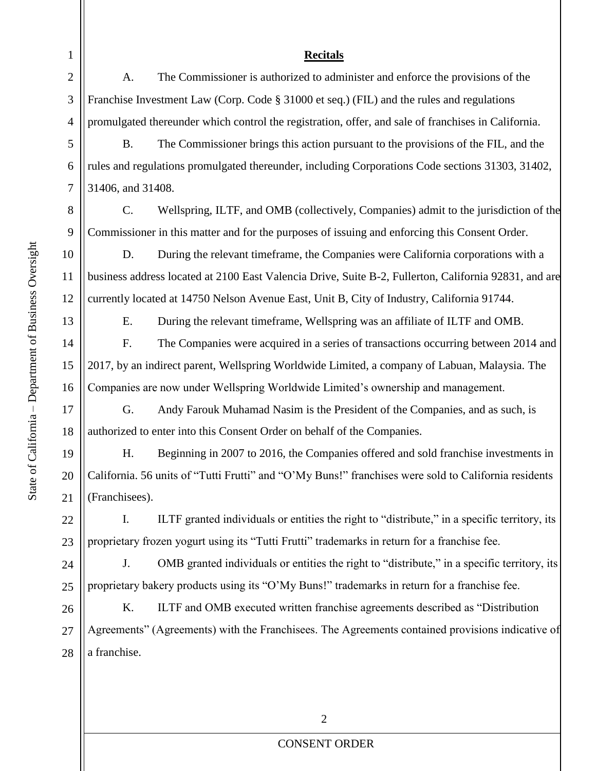## Recitals

A. The Commissioner is authorized to administer and enforce the provisions of the Franchise Investment Law (Corp. Code § 31000 et seq.) (FIL) and the rules and regulations promulgated thereunder which control the registration, offer, and sale of franchises in California.

B. The Commissioner brings this action pursuant to the provisions of the FIL, and the rules and regulations promulgated thereunder, including Corporations Code sections 31303, 31402, 31406, and 31408.

C. Wellspring, ILTF, and OMB (collectively, Companies) admit to the jurisdiction of the Commissioner in this matter and for the purposes of issuing and enforcing this Consent Order.

D. During the relevant timeframe, the Companies were California corporations with a business address located at 2100 East Valencia Drive, Suite B-2, Fullerton, California 92831, and are currently located at 14750 Nelson Avenue East, Unit B, City of Industry, California 91744.

E. During the relevant timeframe, Wellspring was an affiliate of ILTF and OMB.

F. The Companies were acquired in a series of transactions occurring between 2014 and 2017, by an indirect parent, Wellspring Worldwide Limited, a company of Labuan, Malaysia. The Companies are now under Wellspring Worldwide Limited's ownership and management.

G. Andy Farouk Muhamad Nasim is the President of the Companies, and as such, is authorized to enter into this Consent Order on behalf of the Companies.

H. Beginning in 2007 to 2016, the Companies offered and sold franchise investments in California. 56 units of "Tutti Frutti" and "O'My Buns!" franchises were sold to California residents (Franchisees).

I. ILTF granted individuals or entities the right to "distribute," in a specific territory, its proprietary frozen yogurt using its "Tutti Frutti" trademarks in return for a franchise fee.

J. OMB granted individuals or entities the right to "distribute," in a specific territory, its proprietary bakery products using its "O'My Buns!" trademarks in return for a franchise fee.

K. ILTF and OMB executed written franchise agreements described as "Distribution Agreements" (Agreements) with the Franchisees. The Agreements contained provisions indicative of a franchise.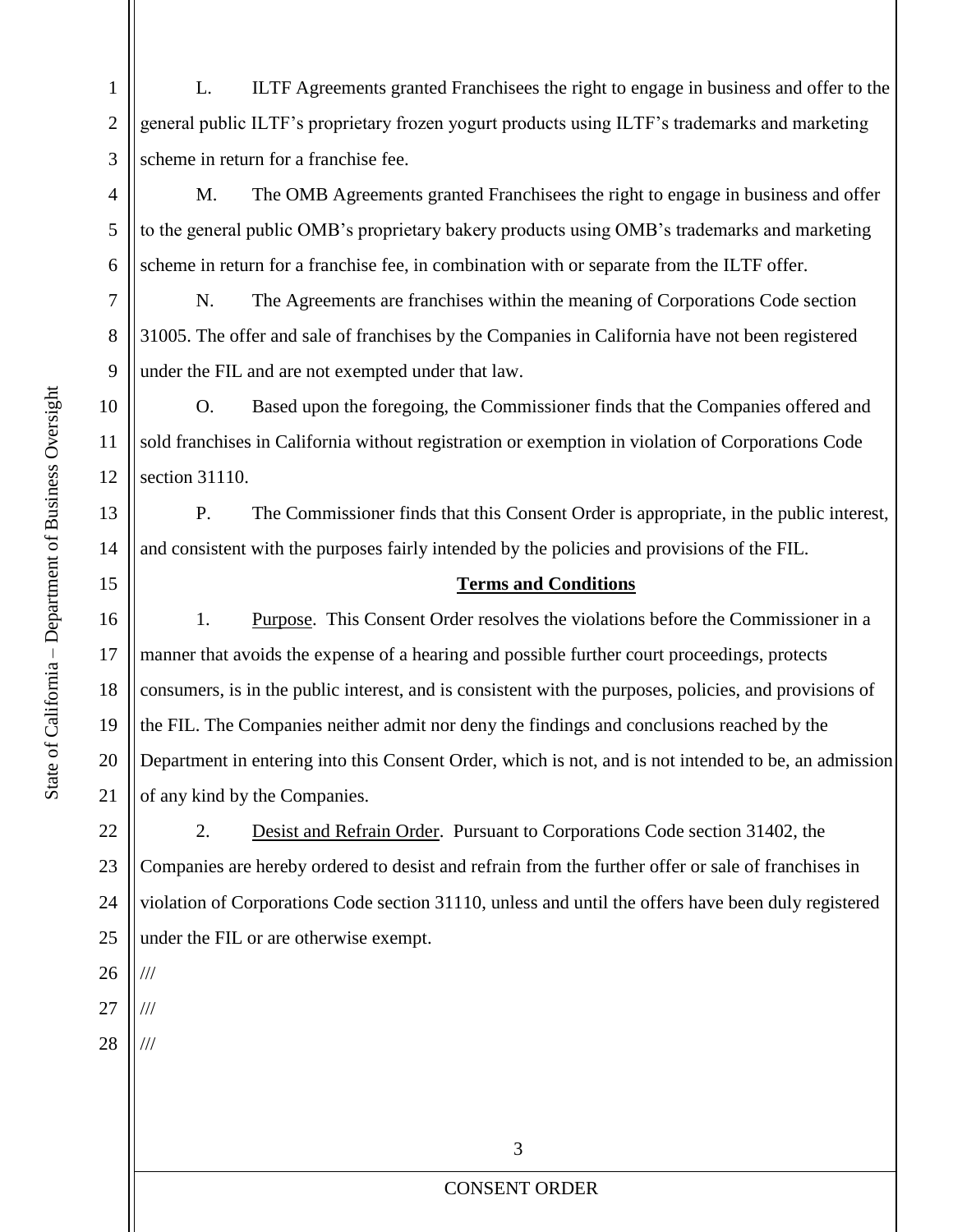L. ILTF Agreements granted Franchisees the right to engage in business and offer to the general public ILTF's proprietary frozen yogurt products using ILTF's trademarks and marketing scheme in return for a franchise fee.

M. The OMB Agreements granted Franchisees the right to engage in business and offer to the general public OMB's proprietary bakery products using OMB's trademarks and marketing scheme in return for a franchise fee, in combination with or separate from the ILTF offer.

N. The Agreements are franchises within the meaning of Corporations Code section 31005. The offer and sale of franchises by the Companies in California have not been registered under the FIL and are not exempted under that law.

O. Based upon the foregoing, the Commissioner finds that the Companies offered and sold franchises in California without registration or exemption in violation of Corporations Code section 31110.

P. The Commissioner finds that this Consent Order is appropriate, in the public interest, and consistent with the purposes fairly intended by the policies and provisions of the FIL.

**Terms and Conditions**

1. Purpose. This Consent Order resolves the violations before the Commissioner in a manner that avoids the expense of a hearing and possible further court proceedings, protects consumers, is in the public interest, and is consistent with the purposes, policies, and provisions of the FIL. The Companies neither admit nor deny the findings and conclusions reached by the Department in entering into this Consent Order, which is not, and is not intended to be, an admission of any kind by the Companies.

2. Desist and Refrain Order. Pursuant to Corporations Code section 31402, the Companies are hereby ordered to desist and refrain from the further offer or sale of franchises in violation of Corporations Code section 31110, unless and until the offers have been duly registered under the FIL or are otherwise exempt.

///

///

///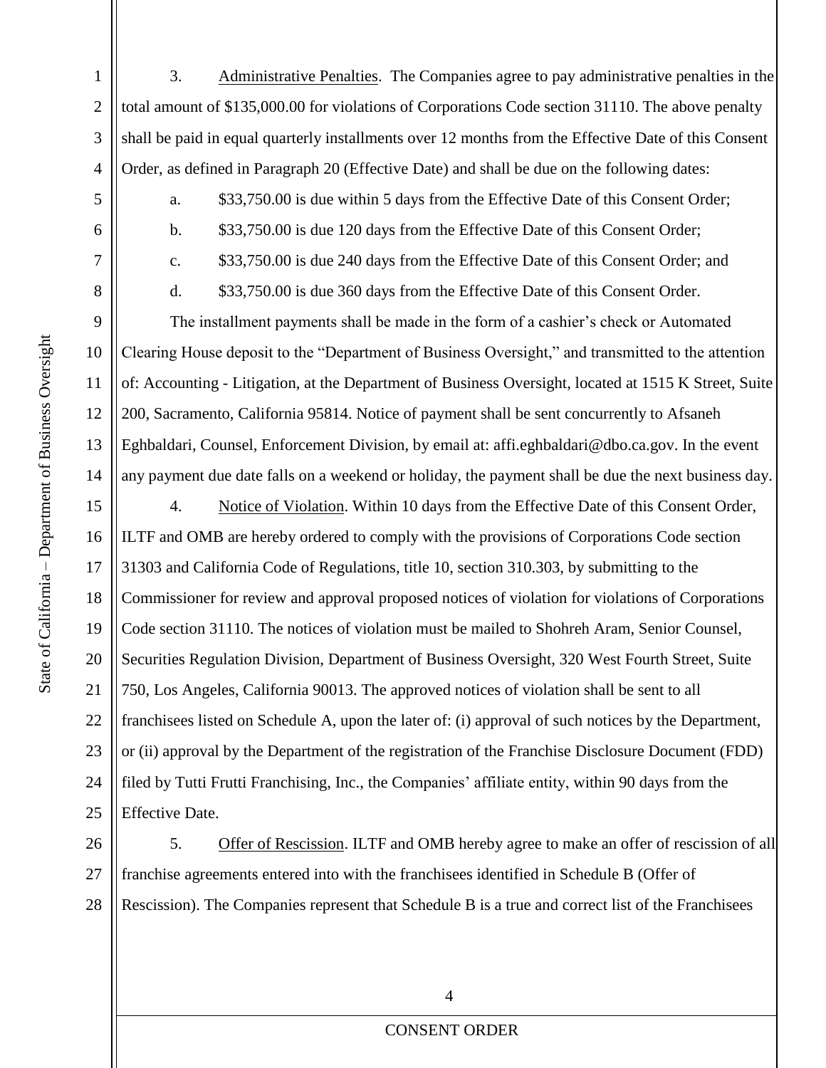3. Administrative Penalties. The Companies agree to pay administrative penalties in the total amount of $135,000.00 for violations of Corporations Code section 31110. The above penalty shall be paid in equal quarterly installments over 12 months from the Effective Date of this Consent Order, as defined in Paragraph 20 (Effective Date) and shall be due on the following dates:

a. $33,750.00 is due within 5 days from the Effective Date of this Consent Order;

b. $33,750.00 is due 120 days from the Effective Date of this Consent Order;

c. $33,750.00 is due 240 days from the Effective Date of this Consent Order; and

d. $33,750.00 is due 360 days from the Effective Date of this Consent Order.

The installment payments shall be made in the form of a cashier's check or Automated Clearing House deposit to the "Department of Business Oversight," and transmitted to the attention of: Accounting - Litigation, at the Department of Business Oversight, located at 1515 K Street, Suite 200, Sacramento, California 95814. Notice of payment shall be sent concurrently to Afsaneh Eghbaldari, Counsel, Enforcement Division, by email at: affi.eghbaldari@dbo.ca.gov. In the event any payment due date falls on a weekend or holiday, the payment shall be due the next business day.

4. Notice of Violation. Within 10 days from the Effective Date of this Consent Order, ILTF and OMB are hereby ordered to comply with the provisions of Corporations Code section 31303 and California Code of Regulations, title 10, section 310.303, by submitting to the Commissioner for review and approval proposed notices of violation for violations of Corporations Code section 31110. The notices of violation must be mailed to Shohreh Aram, Senior Counsel, Securities Regulation Division, Department of Business Oversight, 320 West Fourth Street, Suite 750, Los Angeles, California 90013. The approved notices of violation shall be sent to all franchisees listed on Schedule A, upon the later of: (i) approval of such notices by the Department, or (ii) approval by the Department of the registration of the Franchise Disclosure Document (FDD) filed by Tutti Frutti Franchising, Inc., the Companies' affiliate entity, within 90 days from the Effective Date.

5. Offer of Rescission. ILTF and OMB hereby agree to make an offer of rescission of all franchise agreements entered into with the franchisees identified in Schedule B (Offer of Rescission). The Companies represent that Schedule B is a true and correct list of the Franchisees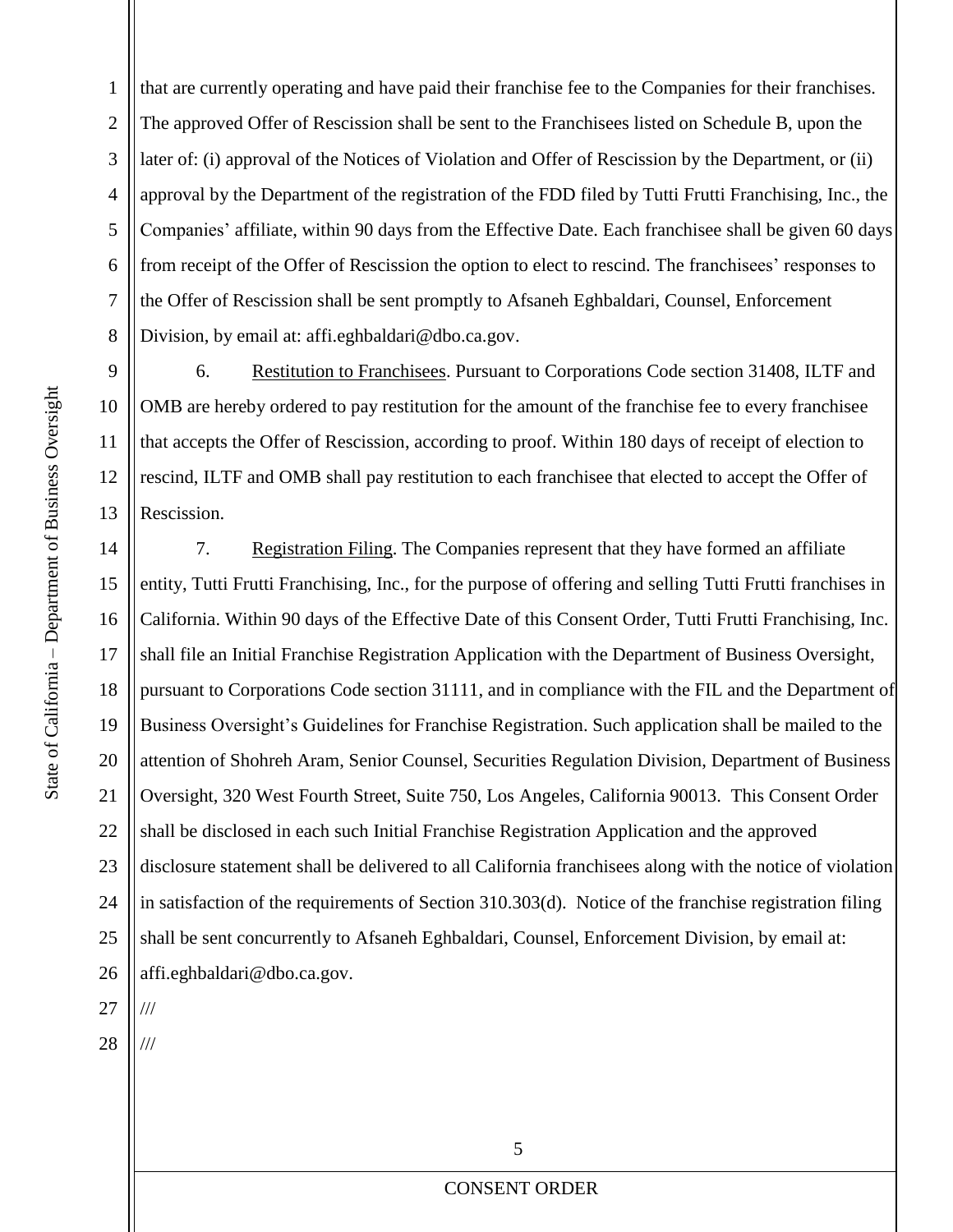that are currently operating and have paid their franchise fee to the Companies for their franchises. The approved Offer of Rescission shall be sent to the Franchisees listed on Schedule B, upon the later of: (i) approval of the Notices of Violation and Offer of Rescission by the Department, or (ii) approval by the Department of the registration of the FDD filed by Tutti Frutti Franchising, Inc., the Companies' affiliate, within 90 days from the Effective Date. Each franchisee shall be given 60 days from receipt of the Offer of Rescission the option to elect to rescind. The franchisees' responses to the Offer of Rescission shall be sent promptly to Afsaneh Eghbaldari, Counsel, Enforcement Division, by email at: affi.eghbaldari@dbo.ca.gov.

6. Restitution to Franchisees. Pursuant to Corporations Code section 31408, ILTF and OMB are hereby ordered to pay restitution for the amount of the franchise fee to every franchisee that accepts the Offer of Rescission, according to proof. Within 180 days of receipt of election to rescind, ILTF and OMB shall pay restitution to each franchisee that elected to accept the Offer of Rescission.

7. Registration Filing. The Companies represent that they have formed an affiliate entity, Tutti Frutti Franchising, Inc., for the purpose of offering and selling Tutti Frutti franchises in California. Within 90 days of the Effective Date of this Consent Order, Tutti Frutti Franchising, Inc. shall file an Initial Franchise Registration Application with the Department of Business Oversight, pursuant to Corporations Code section 31111, and in compliance with the FIL and the Department of Business Oversight's Guidelines for Franchise Registration. Such application shall be mailed to the attention of Shohreh Aram, Senior Counsel, Securities Regulation Division, Department of Business Oversight, 320 West Fourth Street, Suite 750, Los Angeles, California 90013. This Consent Order shall be disclosed in each such Initial Franchise Registration Application and the approved disclosure statement shall be delivered to all California franchisees along with the notice of violation in satisfaction of the requirements of Section 310.303(d). Notice of the franchise registration filing shall be sent concurrently to Afsaneh Eghbaldari, Counsel, Enforcement Division, by email at: affi.eghbaldari@dbo.ca.gov.

///

///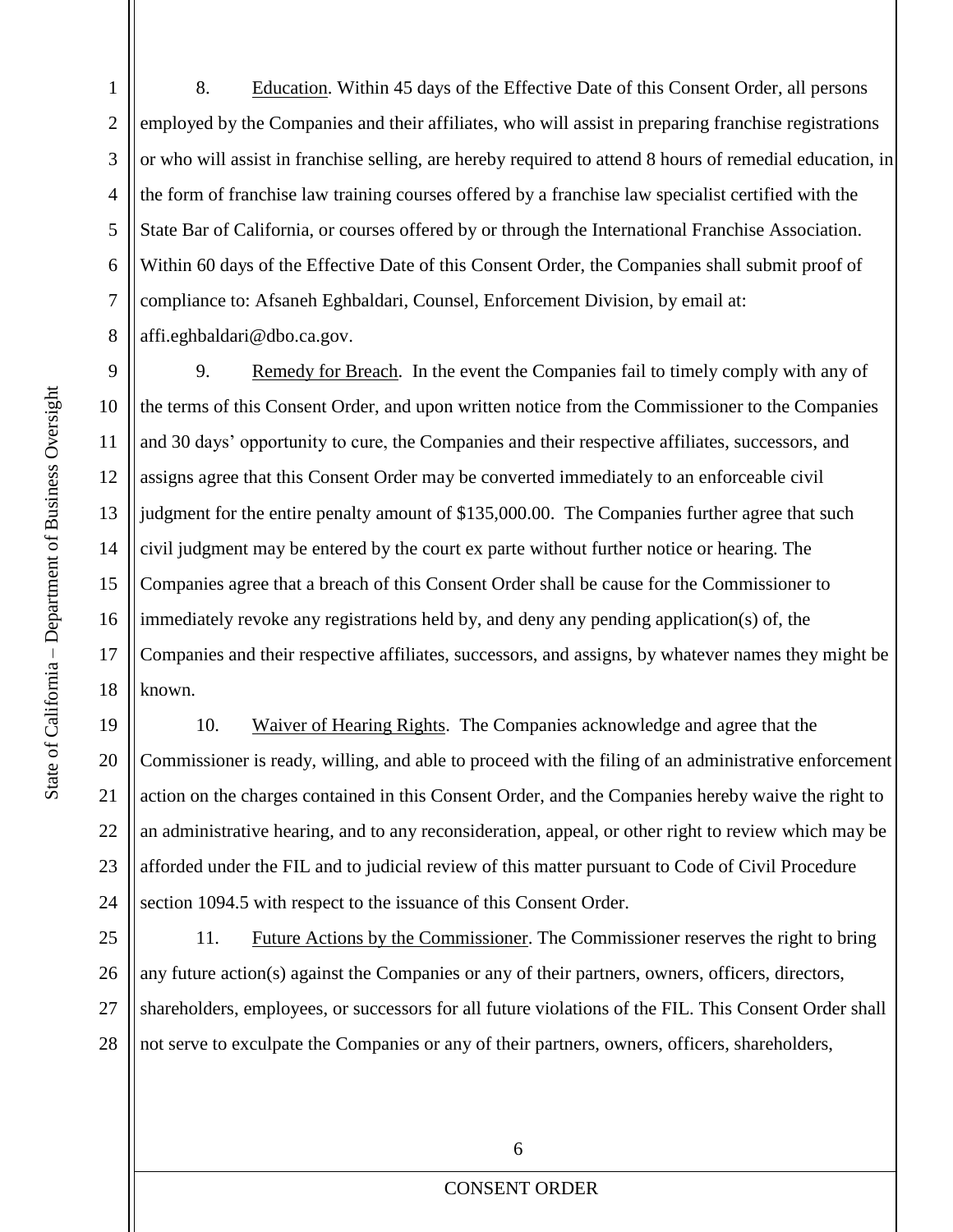8. <u>Education</u>. Within 45 days of the Effective Date of this Consent Order, all persons employed by the Companies and their affiliates, who will assist in preparing franchise registrations or who will assist in franchise selling, are hereby required to attend 8 hours of remedial education, in the form of franchise law training courses offered by a franchise law specialist certified with the State Bar of California, or courses offered by or through the International Franchise Association. Within 60 days of the Effective Date of this Consent Order, the Companies shall submit proof of compliance to: Afsaneh Eghbaldari, Counsel, Enforcement Division, by email at: affi.eghbaldari@dbo.ca.gov.

9. <u>Remedy for Breach</u>. In the event the Companies fail to timely comply with any of the terms of this Consent Order, and upon written notice from the Commissioner to the Companies and 30 days' opportunity to cure, the Companies and their respective affiliates, successors, and assigns agree that this Consent Order may be converted immediately to an enforceable civil judgment for the entire penalty amount of $135,000.00. The Companies further agree that such civil judgment may be entered by the court ex parte without further notice or hearing. The Companies agree that a breach of this Consent Order shall be cause for the Commissioner to immediately revoke any registrations held by, and deny any pending application(s) of, the Companies and their respective affiliates, successors, and assigns, by whatever names they might be known.

10. <u>Waiver of Hearing Rights</u>. The Companies acknowledge and agree that the Commissioner is ready, willing, and able to proceed with the filing of an administrative enforcement action on the charges contained in this Consent Order, and the Companies hereby waive the right to an administrative hearing, and to any reconsideration, appeal, or other right to review which may be afforded under the FIL and to judicial review of this matter pursuant to Code of Civil Procedure section 1094.5 with respect to the issuance of this Consent Order.

11. <u>Future Actions by the Commissioner</u>. The Commissioner reserves the right to bring any future action(s) against the Companies or any of their partners, owners, officers, directors, shareholders, employees, or successors for all future violations of the FIL. This Consent Order shall not serve to exculpate the Companies or any of their partners, owners, officers, shareholders,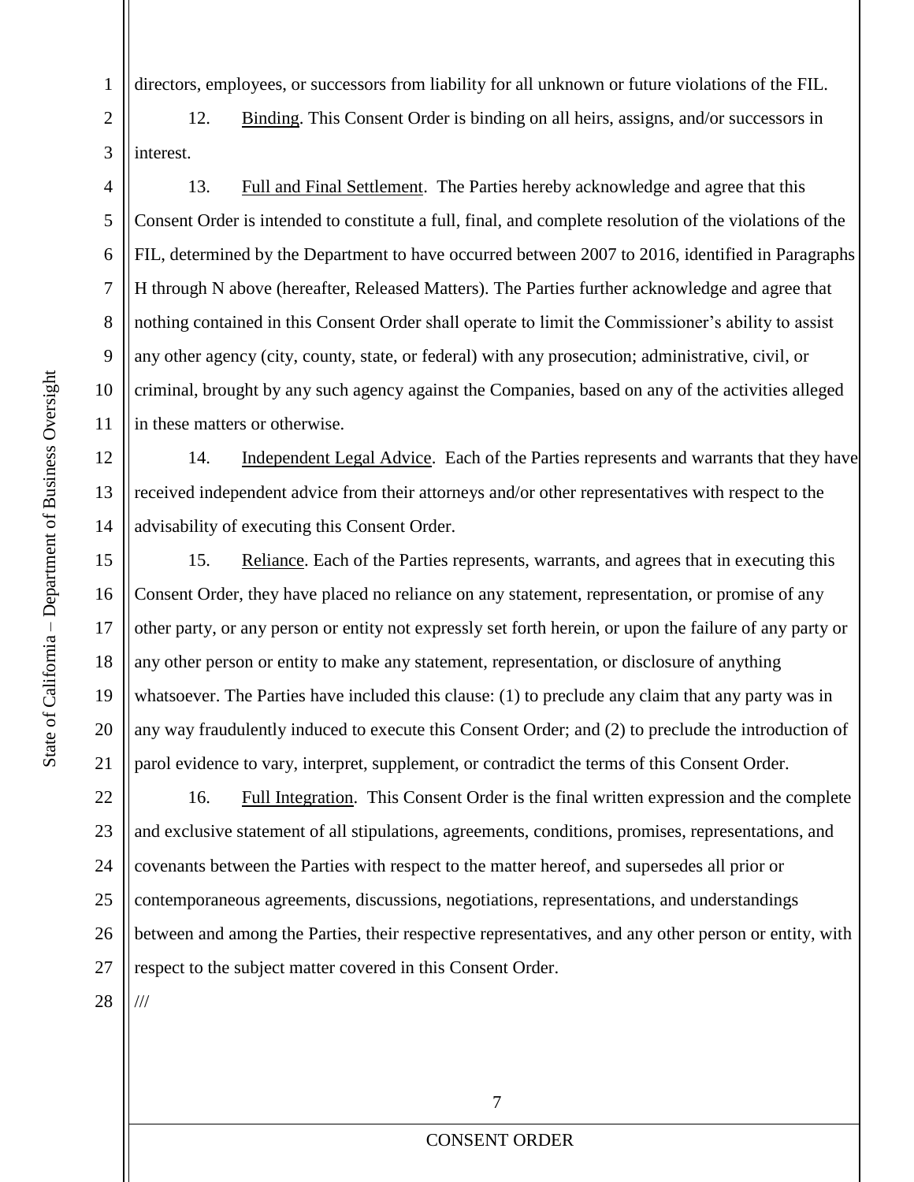directors, employees, or successors from liability for all unknown or future violations of the FIL.

12. Binding. This Consent Order is binding on all heirs, assigns, and/or successors in interest.

13. Full and Final Settlement. The Parties hereby acknowledge and agree that this Consent Order is intended to constitute a full, final, and complete resolution of the violations of the FIL, determined by the Department to have occurred between 2007 to 2016, identified in Paragraphs H through N above (hereafter, Released Matters). The Parties further acknowledge and agree that nothing contained in this Consent Order shall operate to limit the Commissioner's ability to assist any other agency (city, county, state, or federal) with any prosecution; administrative, civil, or criminal, brought by any such agency against the Companies, based on any of the activities alleged in these matters or otherwise.

14. Independent Legal Advice. Each of the Parties represents and warrants that they have received independent advice from their attorneys and/or other representatives with respect to the advisability of executing this Consent Order.

15. Reliance. Each of the Parties represents, warrants, and agrees that in executing this Consent Order, they have placed no reliance on any statement, representation, or promise of any other party, or any person or entity not expressly set forth herein, or upon the failure of any party or any other person or entity to make any statement, representation, or disclosure of anything whatsoever. The Parties have included this clause: (1) to preclude any claim that any party was in any way fraudulently induced to execute this Consent Order; and (2) to preclude the introduction of parol evidence to vary, interpret, supplement, or contradict the terms of this Consent Order.

16. Full Integration. This Consent Order is the final written expression and the complete and exclusive statement of all stipulations, agreements, conditions, promises, representations, and covenants between the Parties with respect to the matter hereof, and supersedes all prior or contemporaneous agreements, discussions, negotiations, representations, and understandings between and among the Parties, their respective representatives, and any other person or entity, with respect to the subject matter covered in this Consent Order.

///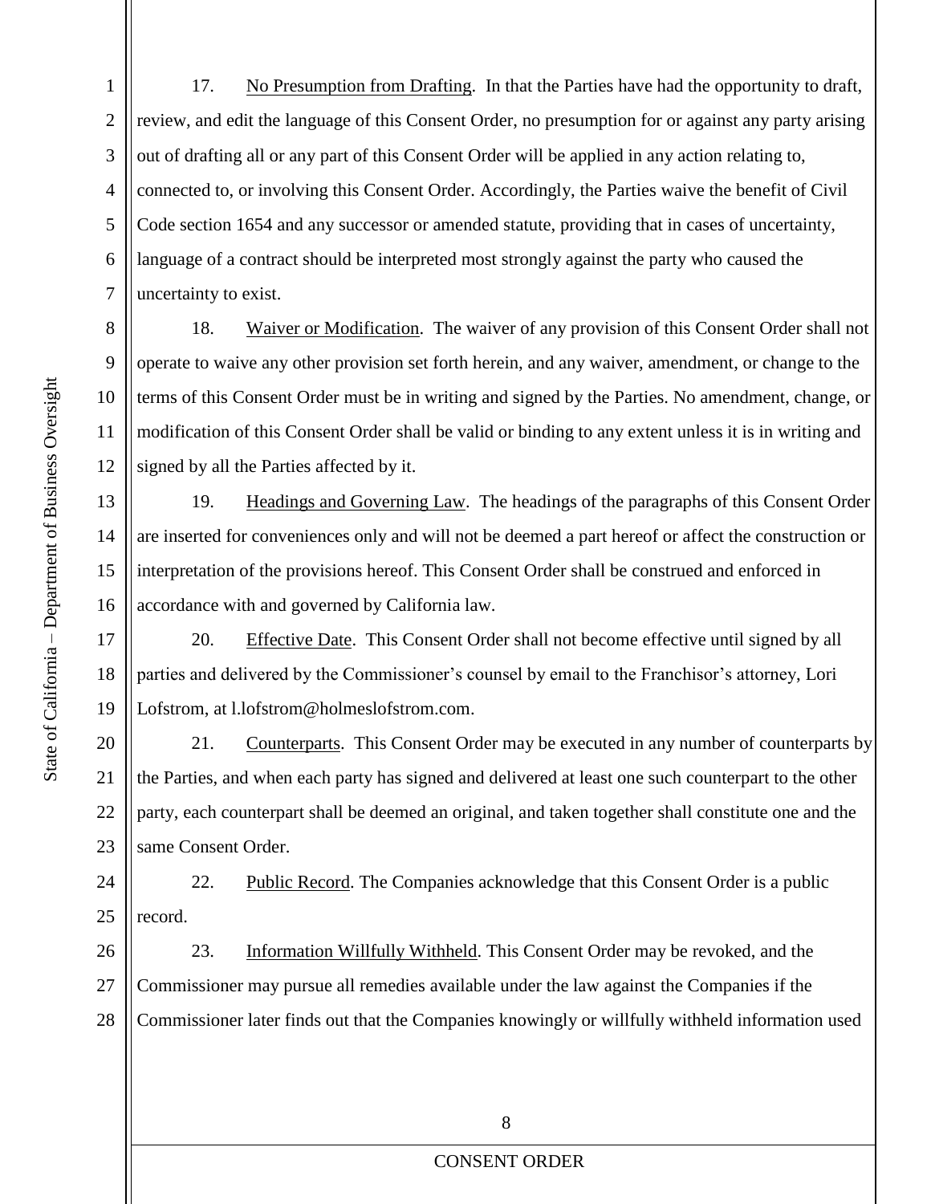17. No Presumption from Drafting. In that the Parties have had the opportunity to draft, review, and edit the language of this Consent Order, no presumption for or against any party arising out of drafting all or any part of this Consent Order will be applied in any action relating to, connected to, or involving this Consent Order. Accordingly, the Parties waive the benefit of Civil Code section 1654 and any successor or amended statute, providing that in cases of uncertainty, language of a contract should be interpreted most strongly against the party who caused the uncertainty to exist.

18. Waiver or Modification. The waiver of any provision of this Consent Order shall not operate to waive any other provision set forth herein, and any waiver, amendment, or change to the terms of this Consent Order must be in writing and signed by the Parties. No amendment, change, or modification of this Consent Order shall be valid or binding to any extent unless it is in writing and signed by all the Parties affected by it.

19. Headings and Governing Law. The headings of the paragraphs of this Consent Order are inserted for conveniences only and will not be deemed a part hereof or affect the construction or interpretation of the provisions hereof. This Consent Order shall be construed and enforced in accordance with and governed by California law.

20. Effective Date. This Consent Order shall not become effective until signed by all parties and delivered by the Commissioner's counsel by email to the Franchisor's attorney, Lori Lofstrom, at l.lofstrom@holmeslofstrom.com.

21. Counterparts. This Consent Order may be executed in any number of counterparts by the Parties, and when each party has signed and delivered at least one such counterpart to the other party, each counterpart shall be deemed an original, and taken together shall constitute one and the same Consent Order.

22. Public Record. The Companies acknowledge that this Consent Order is a public record.

23. Information Willfully Withheld. This Consent Order may be revoked, and the Commissioner may pursue all remedies available under the law against the Companies if the Commissioner later finds out that the Companies knowingly or willfully withheld information used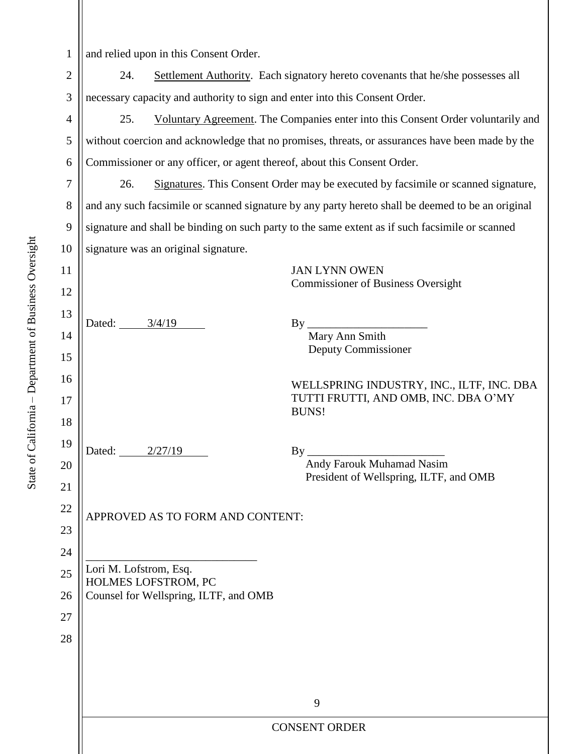and relied upon in this Consent Order.

24. Settlement Authority. Each signatory hereto covenants that he/she possesses all necessary capacity and authority to sign and enter into this Consent Order.

25. Voluntary Agreement. The Companies enter into this Consent Order voluntarily and without coercion and acknowledge that no promises, threats, or assurances have been made by the Commissioner or any officer, or agent thereof, about this Consent Order.

26. Signatures. This Consent Order may be executed by facsimile or scanned signature, and any such facsimile or scanned signature by any party hereto shall be deemed to be an original signature and shall be binding on such party to the same extent as if such facsimile or scanned signature was an original signature.

JAN LYNN OWEN
Commissioner of Business Oversight

Dated: 3/4/19

By ______________________
Mary Ann Smith
Deputy Commissioner

WELLSPRING INDUSTRY, INC., ILTF, INC. DBA TUTTI FRUTTI, AND OMB, INC. DBA O'MY BUNS!

Dated: 2/27/19

By ________________________
Andy Farouk Muhamad Nasim
President of Wellspring, ILTF, and OMB

APPROVED AS TO FORM AND CONTENT:

______________________________
Lori M. Lofstrom, Esq.
HOLMES LOFSTROM, PC
Counsel for Wellspring, ILTF, and OMB